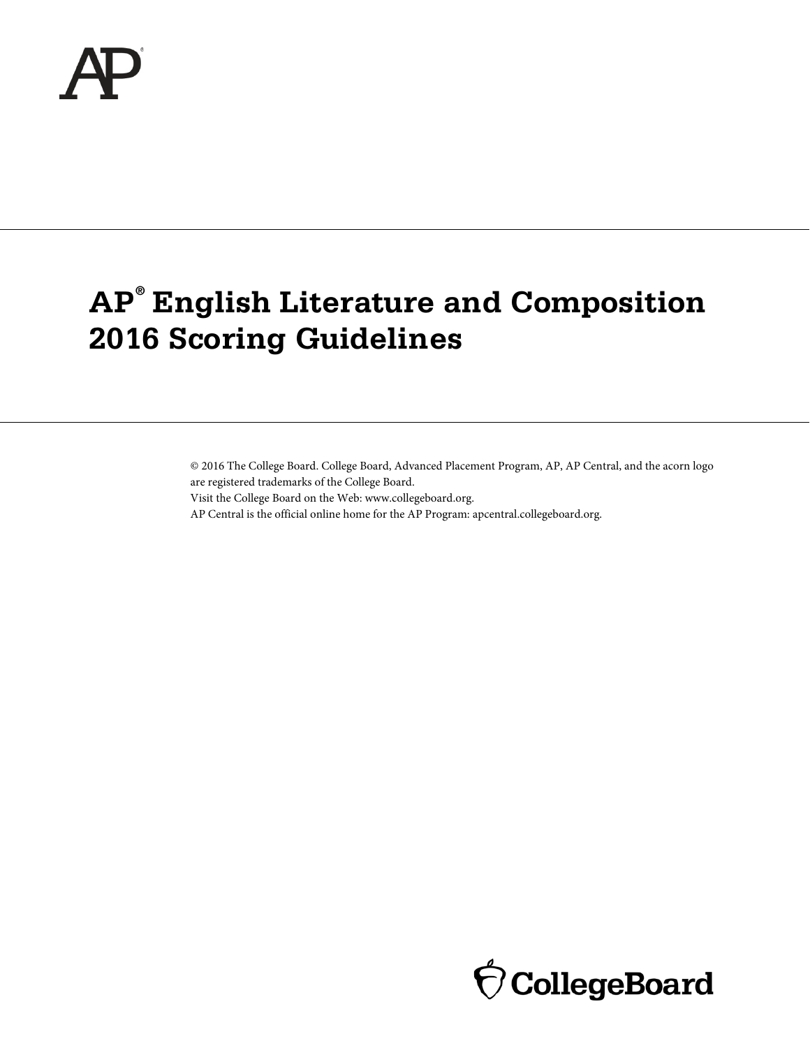# AP® English Literature and Composition 2016 Scoring Guidelines

© 2016 The College Board. College Board, Advanced Placement Program, AP, AP Central, and the acorn logo are registered trademarks of the College Board.
Visit the College Board on the Web: www.collegeboard.org.
AP Central is the official online home for the AP Program: apcentral.collegeboard.org.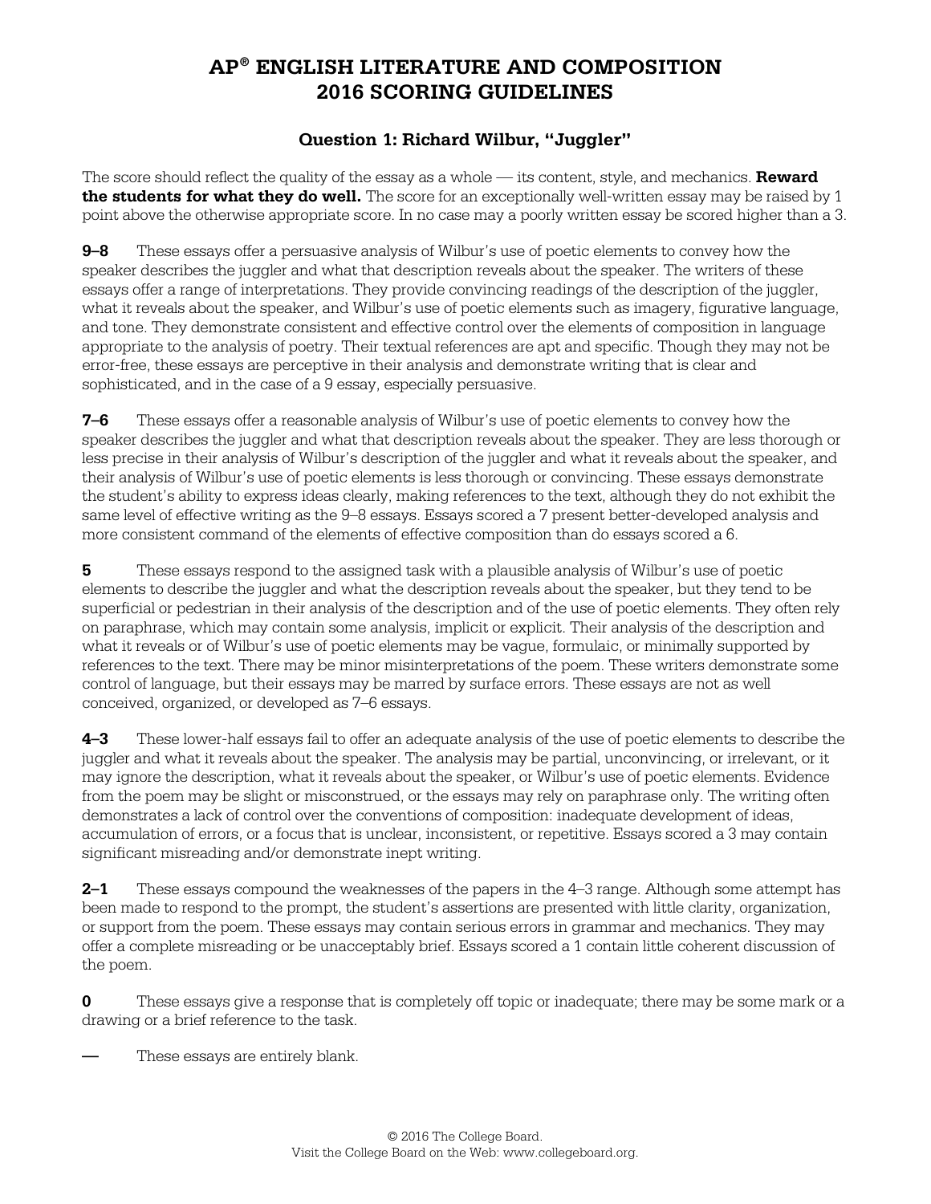# AP® ENGLISH LITERATURE AND COMPOSITION 2016 SCORING GUIDELINES

## Question 1: Richard Wilbur, "Juggler"

The score should reflect the quality of the essay as a whole — its content, style, and mechanics. **Reward the students for what they do well.** The score for an exceptionally well-written essay may be raised by 1 point above the otherwise appropriate score. In no case may a poorly written essay be scored higher than a 3.

**9–8** These essays offer a persuasive analysis of Wilbur's use of poetic elements to convey how the speaker describes the juggler and what that description reveals about the speaker. The writers of these essays offer a range of interpretations. They provide convincing readings of the description of the juggler, what it reveals about the speaker, and Wilbur's use of poetic elements such as imagery, figurative language, and tone. They demonstrate consistent and effective control over the elements of composition in language appropriate to the analysis of poetry. Their textual references are apt and specific. Though they may not be error-free, these essays are perceptive in their analysis and demonstrate writing that is clear and sophisticated, and in the case of a 9 essay, especially persuasive.

**7–6** These essays offer a reasonable analysis of Wilbur's use of poetic elements to convey how the speaker describes the juggler and what that description reveals about the speaker. They are less thorough or less precise in their analysis of Wilbur's description of the juggler and what it reveals about the speaker, and their analysis of Wilbur's use of poetic elements is less thorough or convincing. These essays demonstrate the student's ability to express ideas clearly, making references to the text, although they do not exhibit the same level of effective writing as the 9–8 essays. Essays scored a 7 present better-developed analysis and more consistent command of the elements of effective composition than do essays scored a 6.

**5** These essays respond to the assigned task with a plausible analysis of Wilbur's use of poetic elements to describe the juggler and what the description reveals about the speaker, but they tend to be superficial or pedestrian in their analysis of the description and of the use of poetic elements. They often rely on paraphrase, which may contain some analysis, implicit or explicit. Their analysis of the description and what it reveals or of Wilbur's use of poetic elements may be vague, formulaic, or minimally supported by references to the text. There may be minor misinterpretations of the poem. These writers demonstrate some control of language, but their essays may be marred by surface errors. These essays are not as well conceived, organized, or developed as 7–6 essays.

**4–3** These lower-half essays fail to offer an adequate analysis of the use of poetic elements to describe the juggler and what it reveals about the speaker. The analysis may be partial, unconvincing, or irrelevant, or it may ignore the description, what it reveals about the speaker, or Wilbur's use of poetic elements. Evidence from the poem may be slight or misconstrued, or the essays may rely on paraphrase only. The writing often demonstrates a lack of control over the conventions of composition: inadequate development of ideas, accumulation of errors, or a focus that is unclear, inconsistent, or repetitive. Essays scored a 3 may contain significant misreading and/or demonstrate inept writing.

**2–1** These essays compound the weaknesses of the papers in the 4–3 range. Although some attempt has been made to respond to the prompt, the student's assertions are presented with little clarity, organization, or support from the poem. These essays may contain serious errors in grammar and mechanics. They may offer a complete misreading or be unacceptably brief. Essays scored a 1 contain little coherent discussion of the poem.

**0** These essays give a response that is completely off topic or inadequate; there may be some mark or a drawing or a brief reference to the task.

**—** These essays are entirely blank.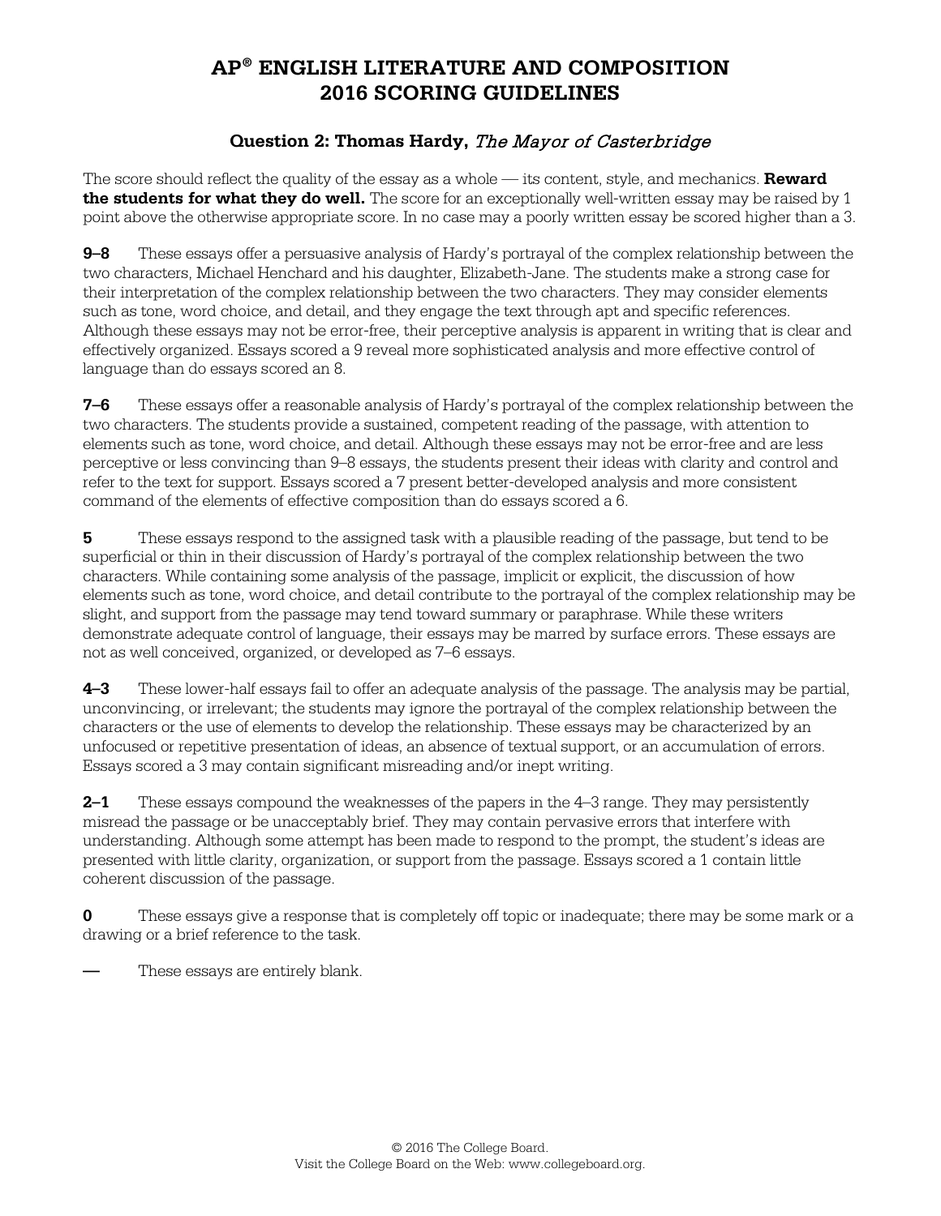# AP® ENGLISH LITERATURE AND COMPOSITION 2016 SCORING GUIDELINES

## Question 2: Thomas Hardy, *The Mayor of Casterbridge*

The score should reflect the quality of the essay as a whole — its content, style, and mechanics. **Reward the students for what they do well.** The score for an exceptionally well-written essay may be raised by 1 point above the otherwise appropriate score. In no case may a poorly written essay be scored higher than a 3.

**9–8** These essays offer a persuasive analysis of Hardy's portrayal of the complex relationship between the two characters, Michael Henchard and his daughter, Elizabeth-Jane. The students make a strong case for their interpretation of the complex relationship between the two characters. They may consider elements such as tone, word choice, and detail, and they engage the text through apt and specific references. Although these essays may not be error-free, their perceptive analysis is apparent in writing that is clear and effectively organized. Essays scored a 9 reveal more sophisticated analysis and more effective control of language than do essays scored an 8.

**7–6** These essays offer a reasonable analysis of Hardy's portrayal of the complex relationship between the two characters. The students provide a sustained, competent reading of the passage, with attention to elements such as tone, word choice, and detail. Although these essays may not be error-free and are less perceptive or less convincing than 9–8 essays, the students present their ideas with clarity and control and refer to the text for support. Essays scored a 7 present better-developed analysis and more consistent command of the elements of effective composition than do essays scored a 6.

**5** These essays respond to the assigned task with a plausible reading of the passage, but tend to be superficial or thin in their discussion of Hardy's portrayal of the complex relationship between the two characters. While containing some analysis of the passage, implicit or explicit, the discussion of how elements such as tone, word choice, and detail contribute to the portrayal of the complex relationship may be slight, and support from the passage may tend toward summary or paraphrase. While these writers demonstrate adequate control of language, their essays may be marred by surface errors. These essays are not as well conceived, organized, or developed as 7–6 essays.

**4–3** These lower-half essays fail to offer an adequate analysis of the passage. The analysis may be partial, unconvincing, or irrelevant; the students may ignore the portrayal of the complex relationship between the characters or the use of elements to develop the relationship. These essays may be characterized by an unfocused or repetitive presentation of ideas, an absence of textual support, or an accumulation of errors. Essays scored a 3 may contain significant misreading and/or inept writing.

**2–1** These essays compound the weaknesses of the papers in the 4–3 range. They may persistently misread the passage or be unacceptably brief. They may contain pervasive errors that interfere with understanding. Although some attempt has been made to respond to the prompt, the student's ideas are presented with little clarity, organization, or support from the passage. Essays scored a 1 contain little coherent discussion of the passage.

**0** These essays give a response that is completely off topic or inadequate; there may be some mark or a drawing or a brief reference to the task.

**—** These essays are entirely blank.

© 2016 The College Board.
Visit the College Board on the Web: www.collegeboard.org.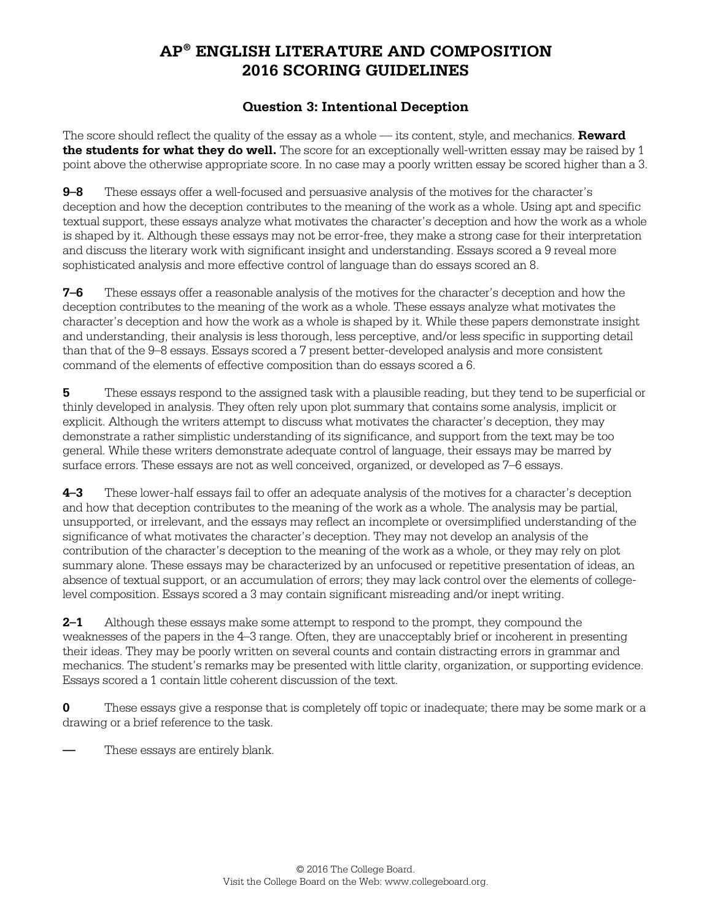# AP® ENGLISH LITERATURE AND COMPOSITION 2016 SCORING GUIDELINES

## Question 3: Intentional Deception

The score should reflect the quality of the essay as a whole — its content, style, and mechanics. **Reward the students for what they do well.** The score for an exceptionally well-written essay may be raised by 1 point above the otherwise appropriate score. In no case may a poorly written essay be scored higher than a 3.

**9–8** These essays offer a well-focused and persuasive analysis of the motives for the character's deception and how the deception contributes to the meaning of the work as a whole. Using apt and specific textual support, these essays analyze what motivates the character's deception and how the work as a whole is shaped by it. Although these essays may not be error-free, they make a strong case for their interpretation and discuss the literary work with significant insight and understanding. Essays scored a 9 reveal more sophisticated analysis and more effective control of language than do essays scored an 8.

**7–6** These essays offer a reasonable analysis of the motives for the character's deception and how the deception contributes to the meaning of the work as a whole. These essays analyze what motivates the character's deception and how the work as a whole is shaped by it. While these papers demonstrate insight and understanding, their analysis is less thorough, less perceptive, and/or less specific in supporting detail than that of the 9–8 essays. Essays scored a 7 present better-developed analysis and more consistent command of the elements of effective composition than do essays scored a 6.

**5** These essays respond to the assigned task with a plausible reading, but they tend to be superficial or thinly developed in analysis. They often rely upon plot summary that contains some analysis, implicit or explicit. Although the writers attempt to discuss what motivates the character's deception, they may demonstrate a rather simplistic understanding of its significance, and support from the text may be too general. While these writers demonstrate adequate control of language, their essays may be marred by surface errors. These essays are not as well conceived, organized, or developed as 7–6 essays.

**4–3** These lower-half essays fail to offer an adequate analysis of the motives for a character's deception and how that deception contributes to the meaning of the work as a whole. The analysis may be partial, unsupported, or irrelevant, and the essays may reflect an incomplete or oversimplified understanding of the significance of what motivates the character's deception. They may not develop an analysis of the contribution of the character's deception to the meaning of the work as a whole, or they may rely on plot summary alone. These essays may be characterized by an unfocused or repetitive presentation of ideas, an absence of textual support, or an accumulation of errors; they may lack control over the elements of college-level composition. Essays scored a 3 may contain significant misreading and/or inept writing.

**2–1** Although these essays make some attempt to respond to the prompt, they compound the weaknesses of the papers in the 4–3 range. Often, they are unacceptably brief or incoherent in presenting their ideas. They may be poorly written on several counts and contain distracting errors in grammar and mechanics. The student's remarks may be presented with little clarity, organization, or supporting evidence. Essays scored a 1 contain little coherent discussion of the text.

**0** These essays give a response that is completely off topic or inadequate; there may be some mark or a drawing or a brief reference to the task.

**—** These essays are entirely blank.

© 2016 The College Board.
Visit the College Board on the Web: www.collegeboard.org.